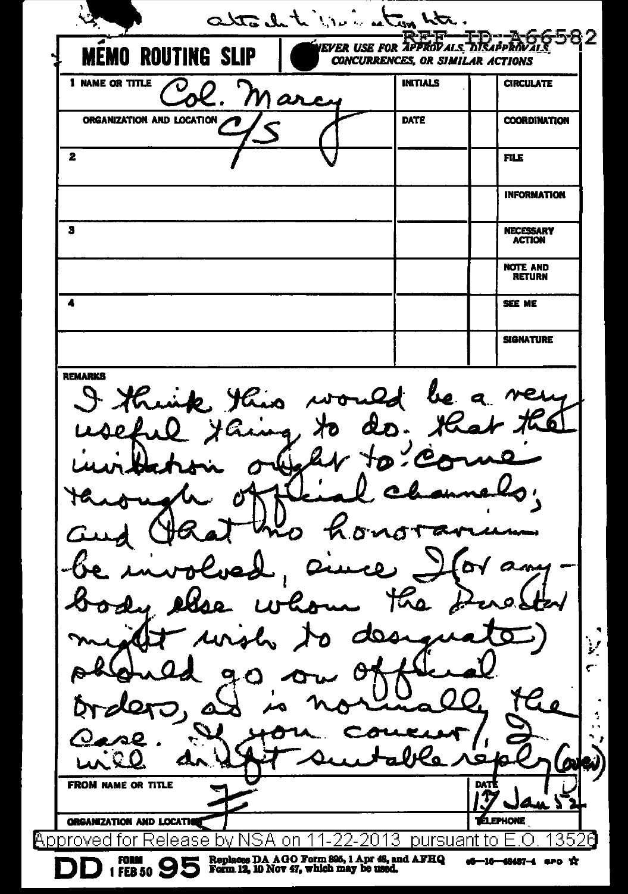attach to invitation ltr.

REF ID:A66582

**MEMO ROUTING SLIP** | NEVER USE FOR APPROVALS, DISAPPROVALS, CONCURRENCES, OR SIMILAR ACTIONS

| 1 NAME OR TITLE | INITIALS | | CIRCULATE |
|---|---|---|---|
| Col. Marcy | | | |
| ORGANIZATION AND LOCATION | DATE | | COORDINATION |
| C/S | | | |
| 2 | | | FILE |
| | | | INFORMATION |
| 3 | | | NECESSARY ACTION |
| | | | NOTE AND RETURN |
| 4 | | | SEE ME |
| | | | SIGNATURE |

REMARKS

I think this would be a very useful thing to do. That the invitation ought to come through official channels; and that no honorarium be involved, since I (or anybody else whom the Director might wish to designate) should go on official orders, as is normally the case. If you concur, I will draft suitable reply (over)

FROM NAME OR TITLE: F

DATE: 17 Jan 52

ORGANIZATION AND LOCATION

TELEPHONE

Approved for Release by NSA on 11-22-2013 pursuant to E.O. 13526

DD FORM 1 FEB 50 95 Replaces DA AGO Form 895, 1 Apr 48, and AFHQ Form 12, 10 Nov 47, which may be used.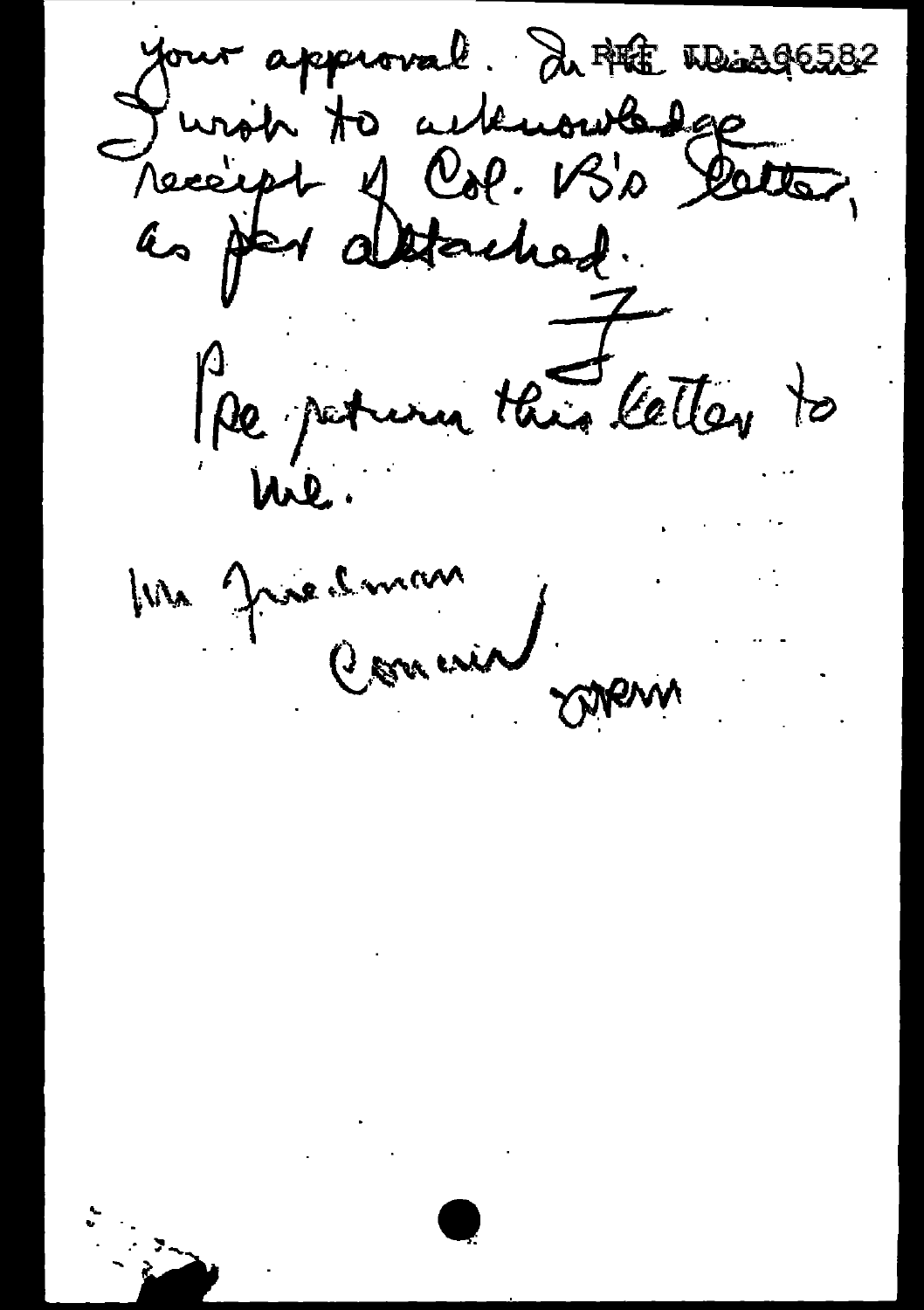your approval. In REF ID:A66582
I wish to acknowledge
receipt of Col. B's letter,
as per attached.

F

Pse return this letter to
me.

Mr Friedman

Concur

JRM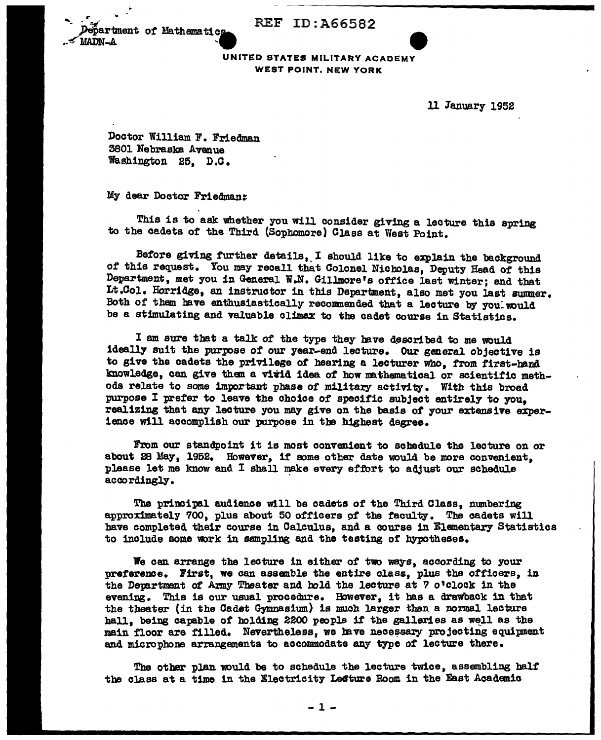Department of Mathematics
MADN-A

REF ID:A66582

UNITED STATES MILITARY ACADEMY
WEST POINT, NEW YORK

11 January 1952

Doctor William F. Friedman
3801 Nebraska Avenue
Washington 25, D.C.

My dear Doctor Friedman:

This is to ask whether you will consider giving a lecture this spring to the cadets of the Third (Sophomore) Class at West Point.

Before giving further details, I should like to explain the background of this request. You may recall that Colonel Nicholas, Deputy Head of this Department, met you in General W.N. Gillmore's office last winter; and that Lt.Col. Horridge, an instructor in this Department, also met you last summer. Both of them have enthusiastically recommended that a lecture by you would be a stimulating and valuable climax to the cadet course in Statistics.

I am sure that a talk of the type they have described to me would ideally suit the purpose of our year-end lecture. Our general objective is to give the cadets the privilege of hearing a lecturer who, from first-hand knowledge, can give them a vivid idea of how mathematical or scientific methods relate to some important phase of military activity. With this broad purpose I prefer to leave the choice of specific subject entirely to you, realizing that any lecture you may give on the basis of your extensive experience will accomplish our purpose in the highest degree.

From our standpoint it is most convenient to schedule the lecture on or about 28 May, 1952. However, if some other date would be more convenient, please let me know and I shall make every effort to adjust our schedule accordingly.

The principal audience will be cadets of the Third Class, numbering approximately 700, plus about 50 officers of the faculty. The cadets will have completed their course in Calculus, and a course in Elementary Statistics to include some work in sampling and the testing of hypotheses.

We can arrange the lecture in either of two ways, according to your preference. First, we can assemble the entire class, plus the officers, in the Department of Army Theater and hold the lecture at 7 o'clock in the evening. This is our usual procedure. However, it has a drawback in that the theater (in the Cadet Gymnasium) is much larger than a normal lecture hall, being capable of holding 2200 people if the galleries as well as the main floor are filled. Nevertheless, we have necessary projecting equipment and microphone arrangements to accommodate any type of lecture there.

The other plan would be to schedule the lecture twice, assembling half the class at a time in the Electricity Lecture Room in the East Academic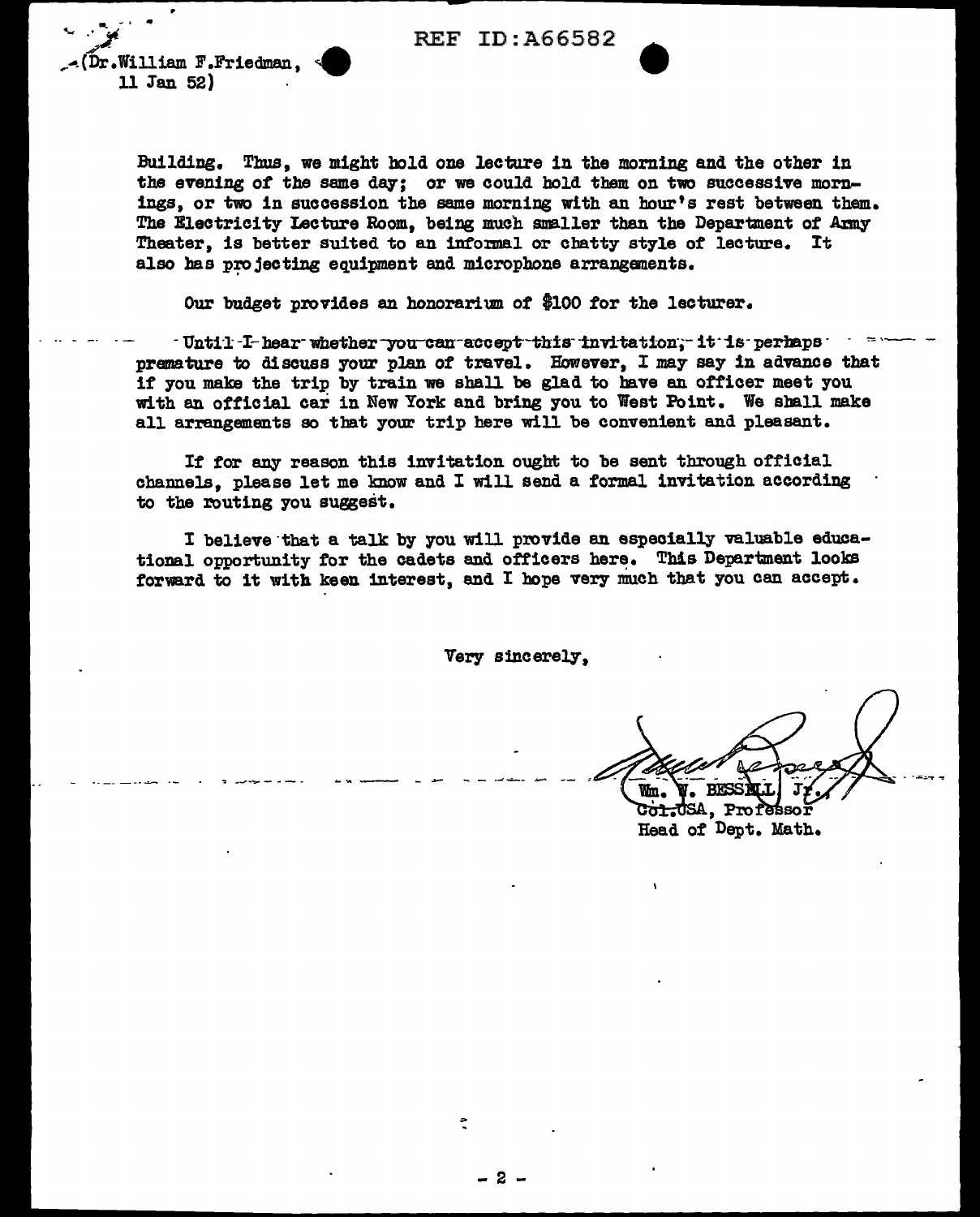(Dr.William F.Friedman,
11 Jan 52)

Building. Thus, we might hold one lecture in the morning and the other in the evening of the same day; or we could hold them on two successive mornings, or two in succession the same morning with an hour's rest between them. The Electricity Lecture Room, being much smaller than the Department of Army Theater, is better suited to an informal or chatty style of lecture. It also has projecting equipment and microphone arrangements.

Our budget provides an honorarium of $100 for the lecturer.

Until I hear whether you can accept this invitation, it is perhaps premature to discuss your plan of travel. However, I may say in advance that if you make the trip by train we shall be glad to have an officer meet you with an official car in New York and bring you to West Point. We shall make all arrangements so that your trip here will be convenient and pleasant.

If for any reason this invitation ought to be sent through official channels, please let me know and I will send a formal invitation according to the routing you suggest.

I believe that a talk by you will provide an especially valuable educational opportunity for the cadets and officers here. This Department looks forward to it with keen interest, and I hope very much that you can accept.

Very sincerely,

Wm. W. BESSELL, Jr.,
Col.USA, Professor
Head of Dept. Math.